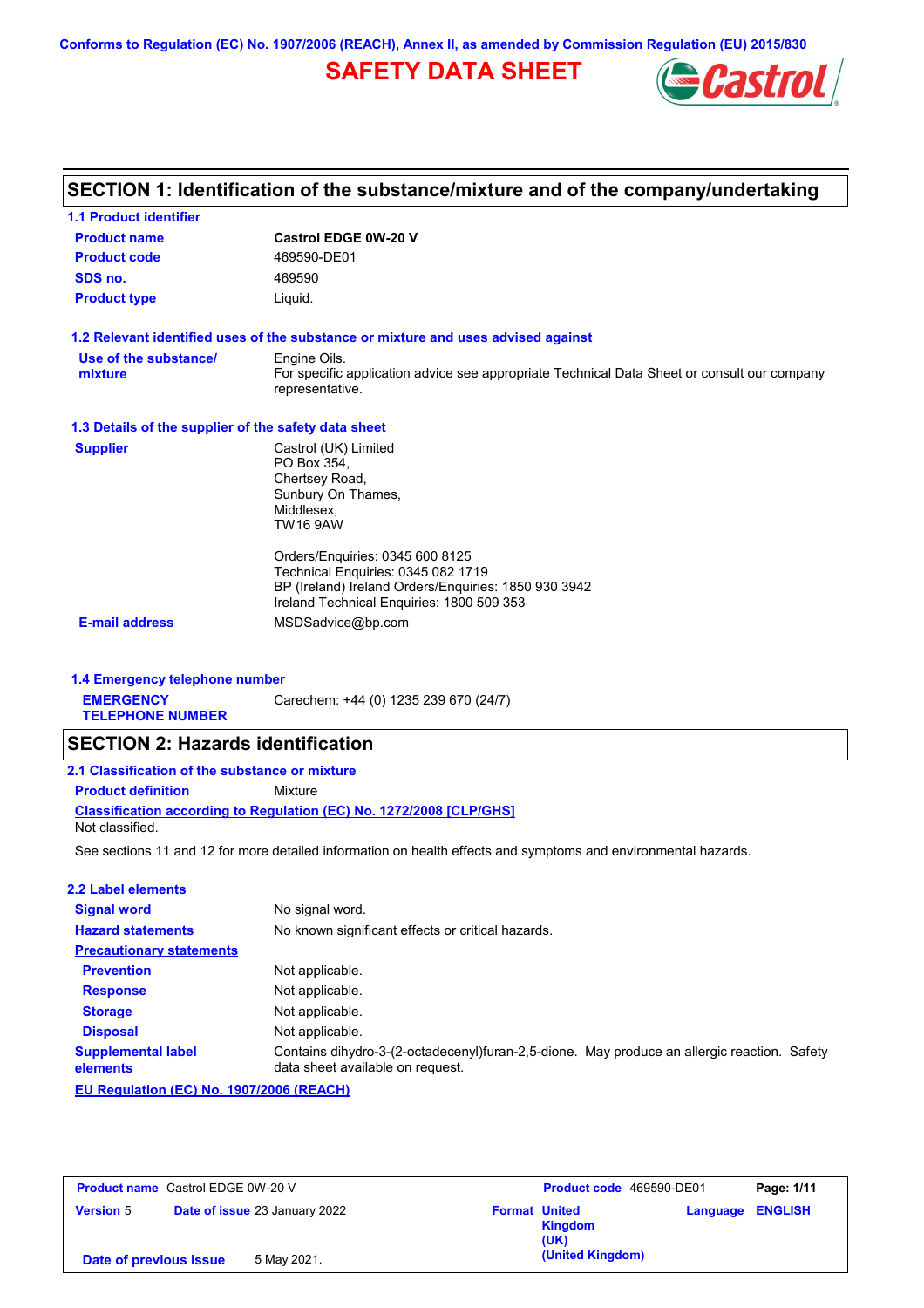Conforms to Regulation (EC) No. 1907/2006 (REACH), Annex II, as amended by Commission Regulation (EU) 2015/830

# SAFETY DATA SHEET

## SECTION 1: Identification of the substance/mixture and of the company/undertaking

### 1.1 Product identifier

| | |
|---|---|
| **Product name** | **Castrol EDGE 0W-20 V** |
| **Product code** | 469590-DE01 |
| **SDS no.** | 469590 |
| **Product type** | Liquid. |

### 1.2 Relevant identified uses of the substance or mixture and uses advised against

**Use of the substance/ mixture**
Engine Oils.
For specific application advice see appropriate Technical Data Sheet or consult our company representative.

### 1.3 Details of the supplier of the safety data sheet

**Supplier**
Castrol (UK) Limited
PO Box 354,
Chertsey Road,
Sunbury On Thames,
Middlesex,
TW16 9AW

Orders/Enquiries: 0345 600 8125
Technical Enquiries: 0345 082 1719
BP (Ireland) Ireland Orders/Enquiries: 1850 930 3942
Ireland Technical Enquiries: 1800 509 353

**E-mail address** MSDSadvice@bp.com

### 1.4 Emergency telephone number

**EMERGENCY TELEPHONE NUMBER** Carechem: +44 (0) 1235 239 670 (24/7)

## SECTION 2: Hazards identification

### 2.1 Classification of the substance or mixture

**Product definition** Mixture

**Classification according to Regulation (EC) No. 1272/2008 [CLP/GHS]**
Not classified.

See sections 11 and 12 for more detailed information on health effects and symptoms and environmental hazards.

### 2.2 Label elements

| | |
|---|---|
| **Signal word** | No signal word. |
| **Hazard statements** | No known significant effects or critical hazards. |
| **Precautionary statements** | |
| **Prevention** | Not applicable. |
| **Response** | Not applicable. |
| **Storage** | Not applicable. |
| **Disposal** | Not applicable. |
| **Supplemental label elements** | Contains dihydro-3-(2-octadecenyl)furan-2,5-dione. May produce an allergic reaction. Safety data sheet available on request. |

**EU Regulation (EC) No. 1907/2006 (REACH)**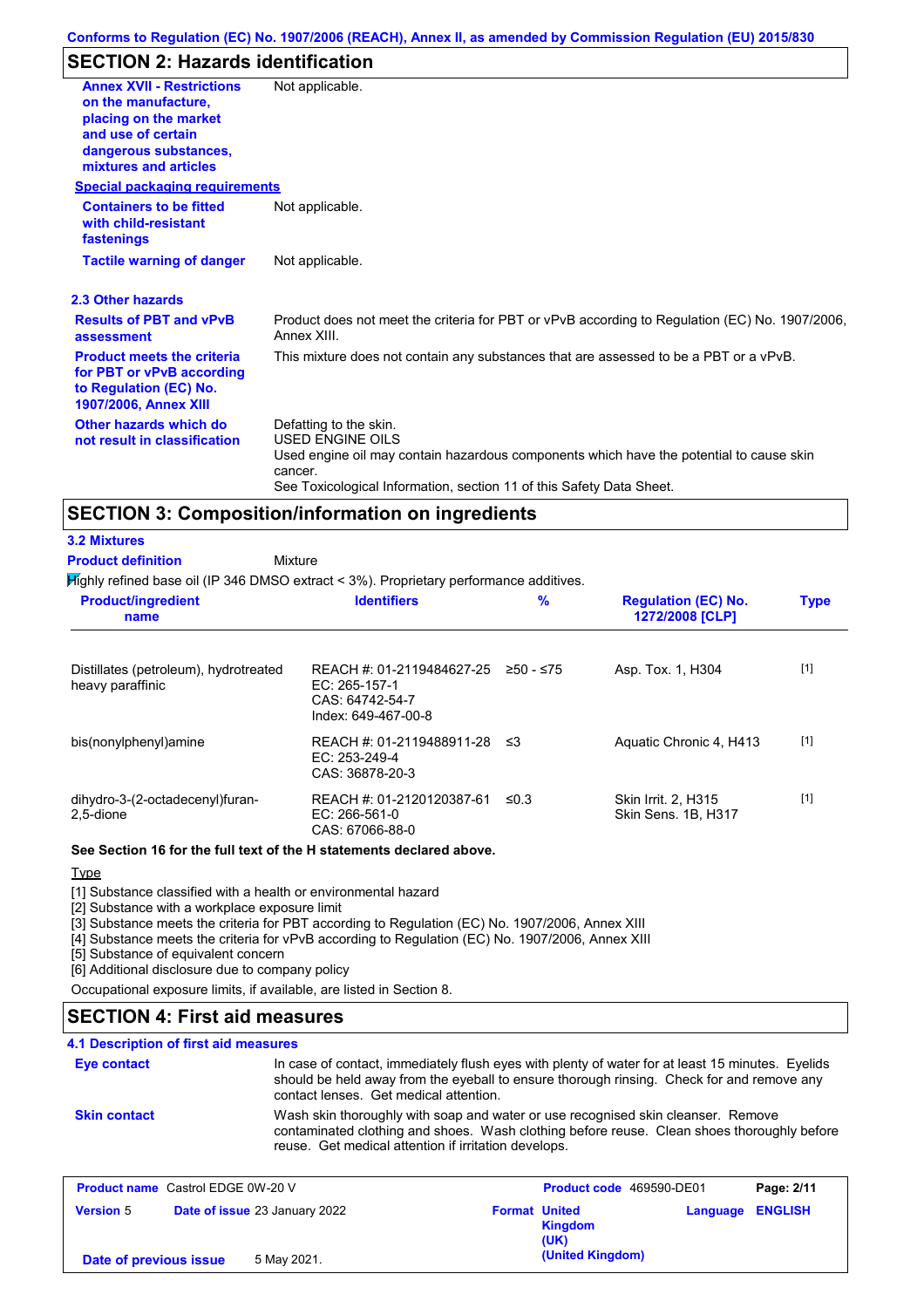## SECTION 2: Hazards identification

| | |
|---|---|
| **Annex XVII - Restrictions on the manufacture, placing on the market and use of certain dangerous substances, mixtures and articles** | Not applicable. |

**Special packaging requirements**

| | |
|---|---|
| **Containers to be fitted with child-resistant fastenings** | Not applicable. |
| **Tactile warning of danger** | Not applicable. |

### 2.3 Other hazards

| | |
|---|---|
| **Results of PBT and vPvB assessment** | Product does not meet the criteria for PBT or vPvB according to Regulation (EC) No. 1907/2006, Annex XIII. |
| **Product meets the criteria for PBT or vPvB according to Regulation (EC) No. 1907/2006, Annex XIII** | This mixture does not contain any substances that are assessed to be a PBT or a vPvB. |
| **Other hazards which do not result in classification** | Defatting to the skin.<br>USED ENGINE OILS<br>Used engine oil may contain hazardous components which have the potential to cause skin cancer.<br>See Toxicological Information, section 11 of this Safety Data Sheet. |

## SECTION 3: Composition/information on ingredients

### 3.2 Mixtures

**Product definition** Mixture

Highly refined base oil (IP 346 DMSO extract < 3%). Proprietary performance additives.

| Product/ingredient name | Identifiers | % | Regulation (EC) No. 1272/2008 [CLP] | Type |
|---|---|---|---|---|
| Distillates (petroleum), hydrotreated heavy paraffinic | REACH #: 01-2119484627-25<br>EC: 265-157-1<br>CAS: 64742-54-7<br>Index: 649-467-00-8 | ≥50 - ≤75 | Asp. Tox. 1, H304 | [1] |
| bis(nonylphenyl)amine | REACH #: 01-2119488911-28<br>EC: 253-249-4<br>CAS: 36878-20-3 | ≤3 | Aquatic Chronic 4, H413 | [1] |
| dihydro-3-(2-octadecenyl)furan-2,5-dione | REACH #: 01-2120120387-61<br>EC: 266-561-0<br>CAS: 67066-88-0 | ≤0.3 | Skin Irrit. 2, H315<br>Skin Sens. 1B, H317 | [1] |

**See Section 16 for the full text of the H statements declared above.**

Type

[1] Substance classified with a health or environmental hazard
[2] Substance with a workplace exposure limit
[3] Substance meets the criteria for PBT according to Regulation (EC) No. 1907/2006, Annex XIII
[4] Substance meets the criteria for vPvB according to Regulation (EC) No. 1907/2006, Annex XIII
[5] Substance of equivalent concern
[6] Additional disclosure due to company policy

Occupational exposure limits, if available, are listed in Section 8.

## SECTION 4: First aid measures

### 4.1 Description of first aid measures

| | |
|---|---|
| **Eye contact** | In case of contact, immediately flush eyes with plenty of water for at least 15 minutes. Eyelids should be held away from the eyeball to ensure thorough rinsing. Check for and remove any contact lenses. Get medical attention. |
| **Skin contact** | Wash skin thoroughly with soap and water or use recognised skin cleanser. Remove contaminated clothing and shoes. Wash clothing before reuse. Clean shoes thoroughly before reuse. Get medical attention if irritation develops. |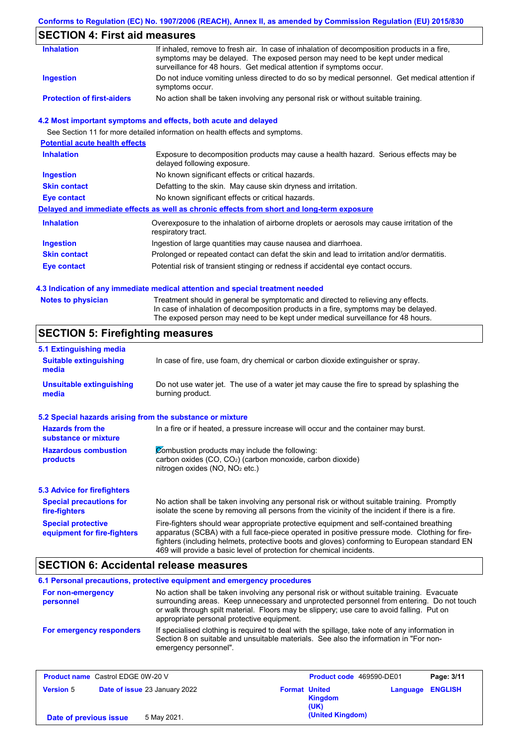## SECTION 4: First aid measures

| | |
|---|---|
| **Inhalation** | If inhaled, remove to fresh air. In case of inhalation of decomposition products in a fire, symptoms may be delayed. The exposed person may need to be kept under medical surveillance for 48 hours. Get medical attention if symptoms occur. |
| **Ingestion** | Do not induce vomiting unless directed to do so by medical personnel. Get medical attention if symptoms occur. |
| **Protection of first-aiders** | No action shall be taken involving any personal risk or without suitable training. |

### 4.2 Most important symptoms and effects, both acute and delayed

See Section 11 for more detailed information on health effects and symptoms.

**Potential acute health effects**

| | |
|---|---|
| **Inhalation** | Exposure to decomposition products may cause a health hazard. Serious effects may be delayed following exposure. |
| **Ingestion** | No known significant effects or critical hazards. |
| **Skin contact** | Defatting to the skin. May cause skin dryness and irritation. |
| **Eye contact** | No known significant effects or critical hazards. |

**Delayed and immediate effects as well as chronic effects from short and long-term exposure**

| | |
|---|---|
| **Inhalation** | Overexposure to the inhalation of airborne droplets or aerosols may cause irritation of the respiratory tract. |
| **Ingestion** | Ingestion of large quantities may cause nausea and diarrhoea. |
| **Skin contact** | Prolonged or repeated contact can defat the skin and lead to irritation and/or dermatitis. |
| **Eye contact** | Potential risk of transient stinging or redness if accidental eye contact occurs. |

### 4.3 Indication of any immediate medical attention and special treatment needed

| | |
|---|---|
| **Notes to physician** | Treatment should in general be symptomatic and directed to relieving any effects. In case of inhalation of decomposition products in a fire, symptoms may be delayed. The exposed person may need to be kept under medical surveillance for 48 hours. |

## SECTION 5: Firefighting measures

### 5.1 Extinguishing media

| | |
|---|---|
| **Suitable extinguishing media** | In case of fire, use foam, dry chemical or carbon dioxide extinguisher or spray. |
| **Unsuitable extinguishing media** | Do not use water jet. The use of a water jet may cause the fire to spread by splashing the burning product. |

### 5.2 Special hazards arising from the substance or mixture

| | |
|---|---|
| **Hazards from the substance or mixture** | In a fire or if heated, a pressure increase will occur and the container may burst. |
| **Hazardous combustion products** | Combustion products may include the following: carbon oxides (CO, $CO_2$) (carbon monoxide, carbon dioxide) nitrogen oxides (NO, $NO_2$ etc.) |

### 5.3 Advice for firefighters

| | |
|---|---|
| **Special precautions for fire-fighters** | No action shall be taken involving any personal risk or without suitable training. Promptly isolate the scene by removing all persons from the vicinity of the incident if there is a fire. |
| **Special protective equipment for fire-fighters** | Fire-fighters should wear appropriate protective equipment and self-contained breathing apparatus (SCBA) with a full face-piece operated in positive pressure mode. Clothing for fire-fighters (including helmets, protective boots and gloves) conforming to European standard EN 469 will provide a basic level of protection for chemical incidents. |

## SECTION 6: Accidental release measures

### 6.1 Personal precautions, protective equipment and emergency procedures

| | |
|---|---|
| **For non-emergency personnel** | No action shall be taken involving any personal risk or without suitable training. Evacuate surrounding areas. Keep unnecessary and unprotected personnel from entering. Do not touch or walk through spilt material. Floors may be slippery; use care to avoid falling. Put on appropriate personal protective equipment. |
| **For emergency responders** | If specialised clothing is required to deal with the spillage, take note of any information in Section 8 on suitable and unsuitable materials. See also the information in "For non-emergency personnel". |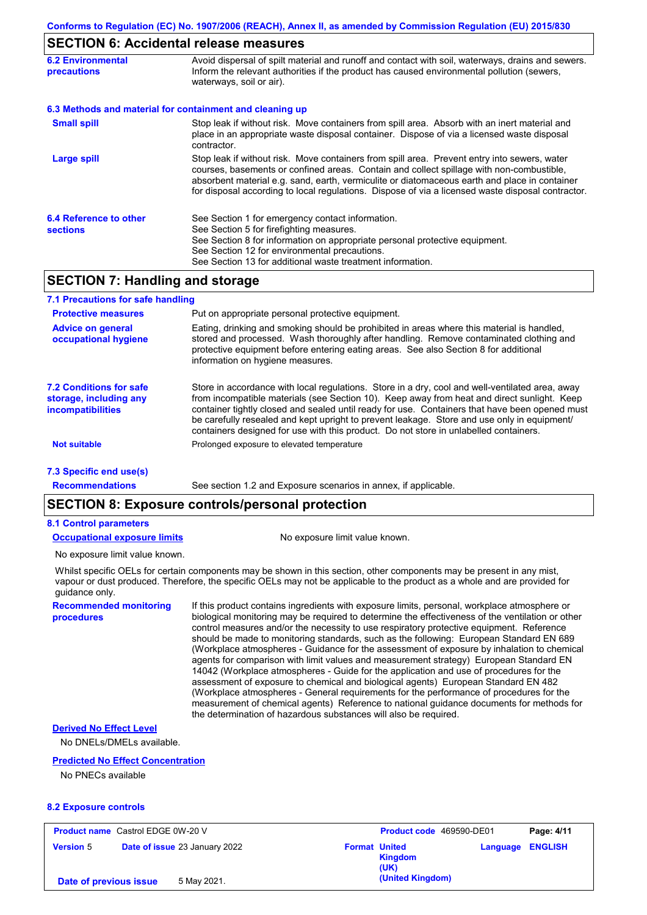## SECTION 6: Accidental release measures

**6.2 Environmental precautions**

Avoid dispersal of spilt material and runoff and contact with soil, waterways, drains and sewers. Inform the relevant authorities if the product has caused environmental pollution (sewers, waterways, soil or air).

**6.3 Methods and material for containment and cleaning up**

**Small spill**

Stop leak if without risk. Move containers from spill area. Absorb with an inert material and place in an appropriate waste disposal container. Dispose of via a licensed waste disposal contractor.

**Large spill**

Stop leak if without risk. Move containers from spill area. Prevent entry into sewers, water courses, basements or confined areas. Contain and collect spillage with non-combustible, absorbent material e.g. sand, earth, vermiculite or diatomaceous earth and place in container for disposal according to local regulations. Dispose of via a licensed waste disposal contractor.

**6.4 Reference to other sections**

See Section 1 for emergency contact information.
See Section 5 for firefighting measures.
See Section 8 for information on appropriate personal protective equipment.
See Section 12 for environmental precautions.
See Section 13 for additional waste treatment information.

## SECTION 7: Handling and storage

**7.1 Precautions for safe handling**

**Protective measures**

Put on appropriate personal protective equipment.

**Advice on general occupational hygiene**

Eating, drinking and smoking should be prohibited in areas where this material is handled, stored and processed. Wash thoroughly after handling. Remove contaminated clothing and protective equipment before entering eating areas. See also Section 8 for additional information on hygiene measures.

**7.2 Conditions for safe storage, including any incompatibilities**

Store in accordance with local regulations. Store in a dry, cool and well-ventilated area, away from incompatible materials (see Section 10). Keep away from heat and direct sunlight. Keep container tightly closed and sealed until ready for use. Containers that have been opened must be carefully resealed and kept upright to prevent leakage. Store and use only in equipment/containers designed for use with this product. Do not store in unlabelled containers.

**Not suitable**

Prolonged exposure to elevated temperature

**7.3 Specific end use(s)**

**Recommendations**

See section 1.2 and Exposure scenarios in annex, if applicable.

## SECTION 8: Exposure controls/personal protection

**8.1 Control parameters**

**Occupational exposure limits**

No exposure limit value known.

No exposure limit value known.

Whilst specific OELs for certain components may be shown in this section, other components may be present in any mist, vapour or dust produced. Therefore, the specific OELs may not be applicable to the product as a whole and are provided for guidance only.

**Recommended monitoring procedures**

If this product contains ingredients with exposure limits, personal, workplace atmosphere or biological monitoring may be required to determine the effectiveness of the ventilation or other control measures and/or the necessity to use respiratory protective equipment. Reference should be made to monitoring standards, such as the following: European Standard EN 689 (Workplace atmospheres - Guidance for the assessment of exposure by inhalation to chemical agents for comparison with limit values and measurement strategy) European Standard EN 14042 (Workplace atmospheres - Guide for the application and use of procedures for the assessment of exposure to chemical and biological agents) European Standard EN 482 (Workplace atmospheres - General requirements for the performance of procedures for the measurement of chemical agents) Reference to national guidance documents for methods for the determination of hazardous substances will also be required.

**Derived No Effect Level**

No DNELs/DMELs available.

**Predicted No Effect Concentration**

No PNECs available

**8.2 Exposure controls**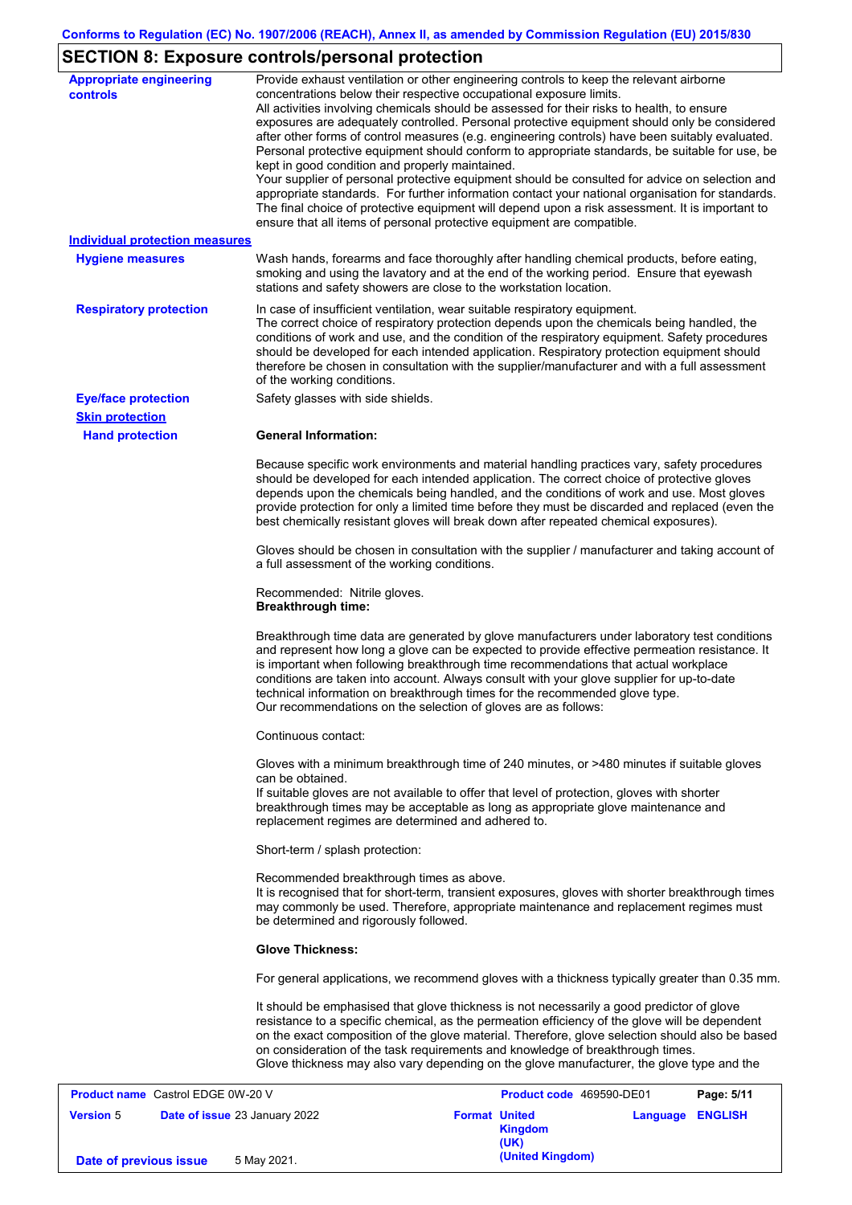## SECTION 8: Exposure controls/personal protection

**Appropriate engineering controls**

Provide exhaust ventilation or other engineering controls to keep the relevant airborne concentrations below their respective occupational exposure limits.
All activities involving chemicals should be assessed for their risks to health, to ensure exposures are adequately controlled. Personal protective equipment should only be considered after other forms of control measures (e.g. engineering controls) have been suitably evaluated. Personal protective equipment should conform to appropriate standards, be suitable for use, be kept in good condition and properly maintained.
Your supplier of personal protective equipment should be consulted for advice on selection and appropriate standards. For further information contact your national organisation for standards.
The final choice of protective equipment will depend upon a risk assessment. It is important to ensure that all items of personal protective equipment are compatible.

**Individual protection measures**

**Hygiene measures**

Wash hands, forearms and face thoroughly after handling chemical products, before eating, smoking and using the lavatory and at the end of the working period. Ensure that eyewash stations and safety showers are close to the workstation location.

**Respiratory protection**

In case of insufficient ventilation, wear suitable respiratory equipment.
The correct choice of respiratory protection depends upon the chemicals being handled, the conditions of work and use, and the condition of the respiratory equipment. Safety procedures should be developed for each intended application. Respiratory protection equipment should therefore be chosen in consultation with the supplier/manufacturer and with a full assessment of the working conditions.

**Eye/face protection**

Safety glasses with side shields.

**Skin protection**

**Hand protection**

**General Information:**

Because specific work environments and material handling practices vary, safety procedures should be developed for each intended application. The correct choice of protective gloves depends upon the chemicals being handled, and the conditions of work and use. Most gloves provide protection for only a limited time before they must be discarded and replaced (even the best chemically resistant gloves will break down after repeated chemical exposures).

Gloves should be chosen in consultation with the supplier / manufacturer and taking account of a full assessment of the working conditions.

Recommended: Nitrile gloves.
**Breakthrough time:**

Breakthrough time data are generated by glove manufacturers under laboratory test conditions and represent how long a glove can be expected to provide effective permeation resistance. It is important when following breakthrough time recommendations that actual workplace conditions are taken into account. Always consult with your glove supplier for up-to-date technical information on breakthrough times for the recommended glove type.
Our recommendations on the selection of gloves are as follows:

Continuous contact:

Gloves with a minimum breakthrough time of 240 minutes, or >480 minutes if suitable gloves can be obtained.
If suitable gloves are not available to offer that level of protection, gloves with shorter breakthrough times may be acceptable as long as appropriate glove maintenance and replacement regimes are determined and adhered to.

Short-term / splash protection:

Recommended breakthrough times as above.
It is recognised that for short-term, transient exposures, gloves with shorter breakthrough times may commonly be used. Therefore, appropriate maintenance and replacement regimes must be determined and rigorously followed.

**Glove Thickness:**

For general applications, we recommend gloves with a thickness typically greater than 0.35 mm.

It should be emphasised that glove thickness is not necessarily a good predictor of glove resistance to a specific chemical, as the permeation efficiency of the glove will be dependent on the exact composition of the glove material. Therefore, glove selection should also be based on consideration of the task requirements and knowledge of breakthrough times.
Glove thickness may also vary depending on the glove manufacturer, the glove type and the

| **Product name** Castrol EDGE 0W-20 V | | **Product code** 469590-DE01 | **Page:** 5/11 |
|---|---|---|---|
| **Version** 5 | **Date of issue** 23 January 2022 | **Format** United Kingdom (UK) (United Kingdom) | **Language** ENGLISH |
| **Date of previous issue** | 5 May 2021. | | |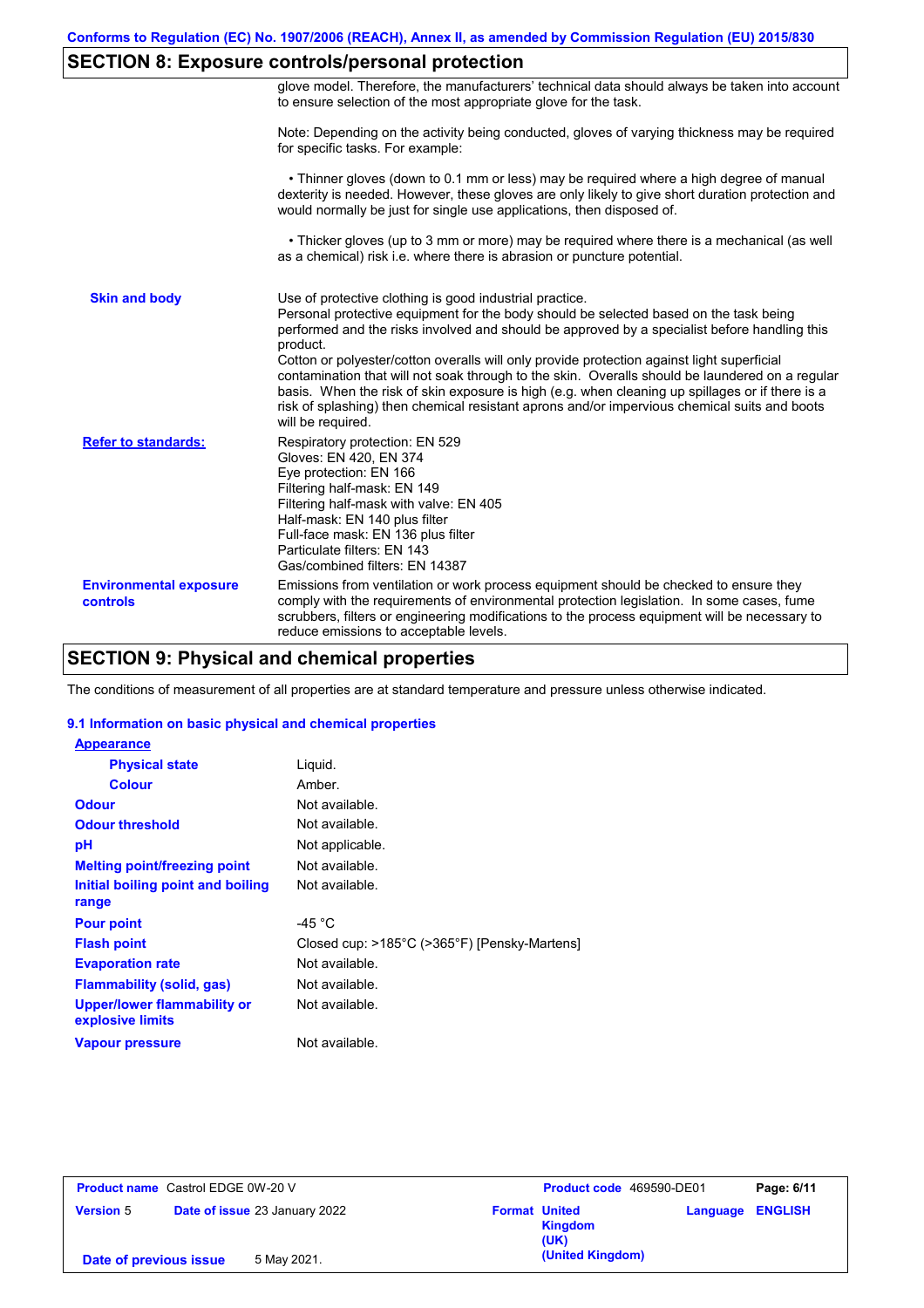## SECTION 8: Exposure controls/personal protection

glove model. Therefore, the manufacturers' technical data should always be taken into account to ensure selection of the most appropriate glove for the task.

Note: Depending on the activity being conducted, gloves of varying thickness may be required for specific tasks. For example:

• Thinner gloves (down to 0.1 mm or less) may be required where a high degree of manual dexterity is needed. However, these gloves are only likely to give short duration protection and would normally be just for single use applications, then disposed of.

• Thicker gloves (up to 3 mm or more) may be required where there is a mechanical (as well as a chemical) risk i.e. where there is abrasion or puncture potential.

**Skin and body**

Use of protective clothing is good industrial practice.
Personal protective equipment for the body should be selected based on the task being performed and the risks involved and should be approved by a specialist before handling this product.
Cotton or polyester/cotton overalls will only provide protection against light superficial contamination that will not soak through to the skin. Overalls should be laundered on a regular basis. When the risk of skin exposure is high (e.g. when cleaning up spillages or if there is a risk of splashing) then chemical resistant aprons and/or impervious chemical suits and boots will be required.

**Refer to standards:**

Respiratory protection: EN 529
Gloves: EN 420, EN 374
Eye protection: EN 166
Filtering half-mask: EN 149
Filtering half-mask with valve: EN 405
Half-mask: EN 140 plus filter
Full-face mask: EN 136 plus filter
Particulate filters: EN 143
Gas/combined filters: EN 14387

**Environmental exposure controls**

Emissions from ventilation or work process equipment should be checked to ensure they comply with the requirements of environmental protection legislation. In some cases, fume scrubbers, filters or engineering modifications to the process equipment will be necessary to reduce emissions to acceptable levels.

## SECTION 9: Physical and chemical properties

The conditions of measurement of all properties are at standard temperature and pressure unless otherwise indicated.

### 9.1 Information on basic physical and chemical properties

| Property | Value |
|---|---|
| **Appearance** | |
| Physical state | Liquid. |
| Colour | Amber. |
| Odour | Not available. |
| Odour threshold | Not available. |
| pH | Not applicable. |
| Melting point/freezing point | Not available. |
| Initial boiling point and boiling range | Not available. |
| Pour point | -45 °C |
| Flash point | Closed cup: >185°C (>365°F) [Pensky-Martens] |
| Evaporation rate | Not available. |
| Flammability (solid, gas) | Not available. |
| Upper/lower flammability or explosive limits | Not available. |
| Vapour pressure | Not available. |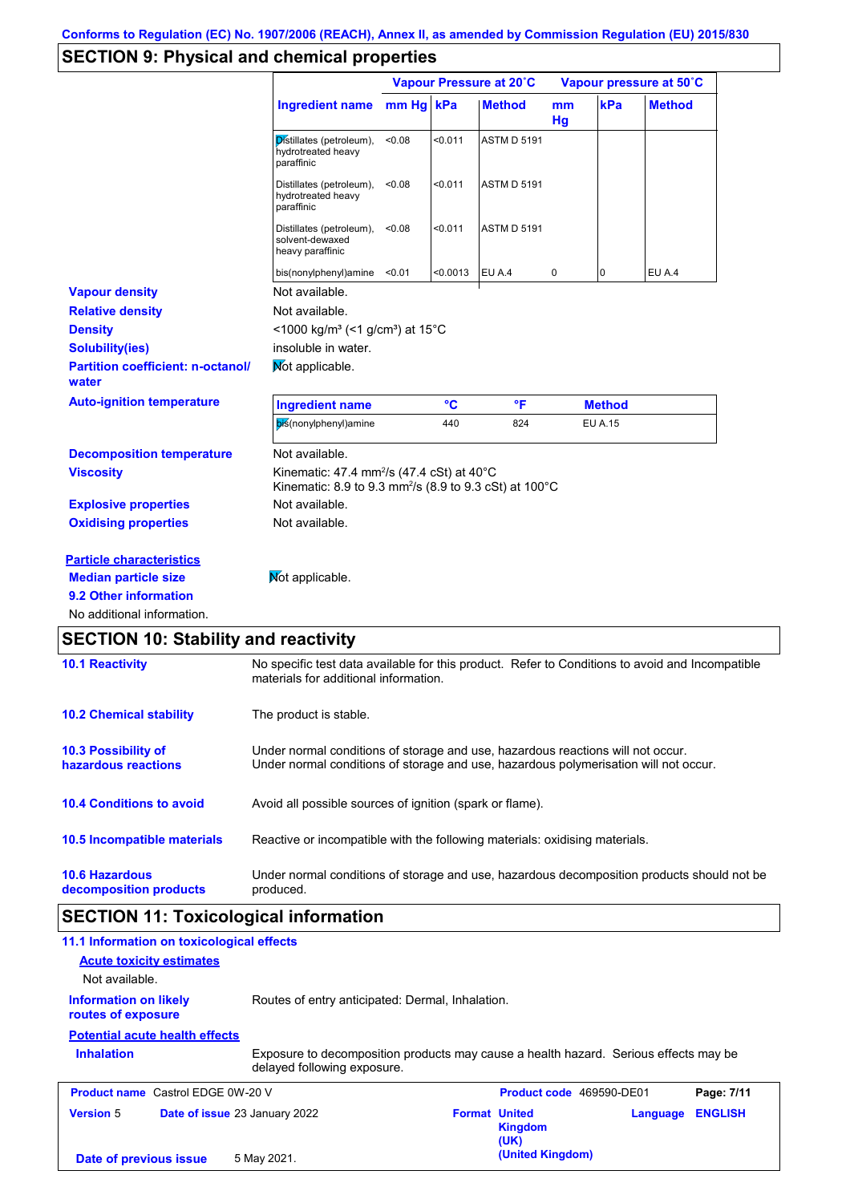Conforms to Regulation (EC) No. 1907/2006 (REACH), Annex II, as amended by Commission Regulation (EU) 2015/830

## SECTION 9: Physical and chemical properties

| Ingredient name | Vapour Pressure at 20˚C | | | Vapour pressure at 50˚C | | |
|---|---|---|---|---|---|---|
| | mm Hg | kPa | Method | mm Hg | kPa | Method |
| Distillates (petroleum), hydrotreated heavy paraffinic | <0.08 | <0.011 | ASTM D 5191 | | | |
| Distillates (petroleum), hydrotreated heavy paraffinic | <0.08 | <0.011 | ASTM D 5191 | | | |
| Distillates (petroleum), solvent-dewaxed heavy paraffinic | <0.08 | <0.011 | ASTM D 5191 | | | |
| bis(nonylphenyl)amine | <0.01 | <0.0013 | EU A.4 | 0 | 0 | EU A.4 |

**Vapour density** Not available.

**Relative density** Not available.

**Density** <1000 kg/m³ (<1 g/cm³) at 15°C

**Solubility(ies)** insoluble in water.

**Partition coefficient: n-octanol/ water** Not applicable.

**Auto-ignition temperature**

| Ingredient name | °C | °F | Method |
|---|---|---|---|
| bis(nonylphenyl)amine | 440 | 824 | EU A.15 |

**Decomposition temperature** Not available.

**Viscosity** Kinematic: 47.4 mm²/s (47.4 cSt) at 40°C
Kinematic: 8.9 to 9.3 mm²/s (8.9 to 9.3 cSt) at 100°C

**Explosive properties** Not available.

**Oxidising properties** Not available.

**Particle characteristics**

**Median particle size** Not applicable.

**9.2 Other information**

No additional information.

## SECTION 10: Stability and reactivity

**10.1 Reactivity** No specific test data available for this product. Refer to Conditions to avoid and Incompatible materials for additional information.

**10.2 Chemical stability** The product is stable.

**10.3 Possibility of hazardous reactions** Under normal conditions of storage and use, hazardous reactions will not occur.
Under normal conditions of storage and use, hazardous polymerisation will not occur.

**10.4 Conditions to avoid** Avoid all possible sources of ignition (spark or flame).

**10.5 Incompatible materials** Reactive or incompatible with the following materials: oxidising materials.

**10.6 Hazardous decomposition products** Under normal conditions of storage and use, hazardous decomposition products should not be produced.

## SECTION 11: Toxicological information

**11.1 Information on toxicological effects**

**Acute toxicity estimates**

Not available.

**Information on likely routes of exposure** Routes of entry anticipated: Dermal, Inhalation.

**Potential acute health effects**

**Inhalation** Exposure to decomposition products may cause a health hazard. Serious effects may be delayed following exposure.

| Product name Castrol EDGE 0W-20 V | Product code 469590-DE01 | Page: 7/11 |
|---|---|---|
| Version 5 Date of issue 23 January 2022 | Format United Kingdom (UK) (United Kingdom) | Language ENGLISH |
| Date of previous issue 5 May 2021. | | |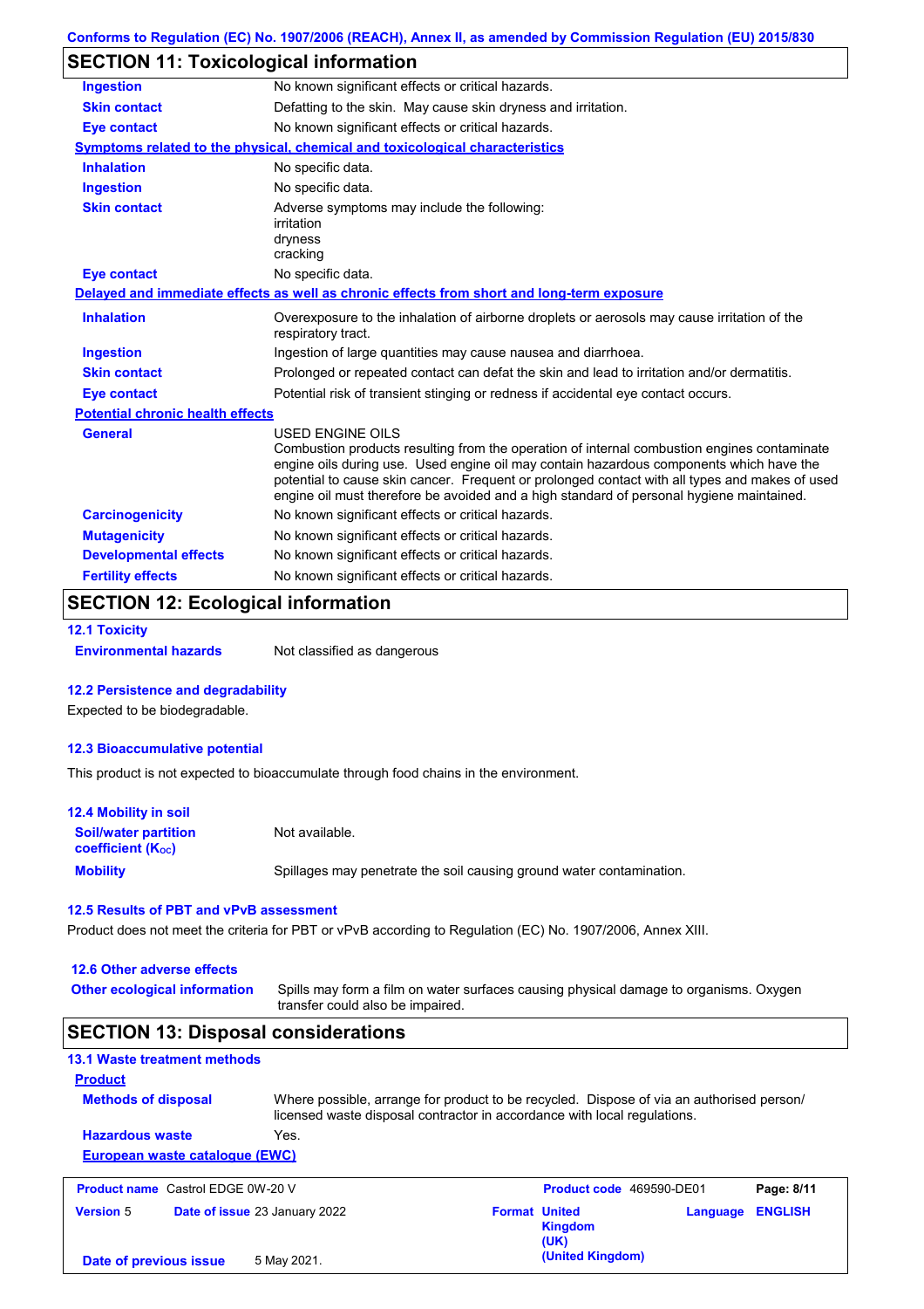Conforms to Regulation (EC) No. 1907/2006 (REACH), Annex II, as amended by Commission Regulation (EU) 2015/830

## SECTION 11: Toxicological information

| | |
|---|---|
| **Ingestion** | No known significant effects or critical hazards. |
| **Skin contact** | Defatting to the skin. May cause skin dryness and irritation. |
| **Eye contact** | No known significant effects or critical hazards. |

**Symptoms related to the physical, chemical and toxicological characteristics**

| | |
|---|---|
| **Inhalation** | No specific data. |
| **Ingestion** | No specific data. |
| **Skin contact** | Adverse symptoms may include the following: irritation dryness cracking |
| **Eye contact** | No specific data. |

**Delayed and immediate effects as well as chronic effects from short and long-term exposure**

| | |
|---|---|
| **Inhalation** | Overexposure to the inhalation of airborne droplets or aerosols may cause irritation of the respiratory tract. |
| **Ingestion** | Ingestion of large quantities may cause nausea and diarrhoea. |
| **Skin contact** | Prolonged or repeated contact can defat the skin and lead to irritation and/or dermatitis. |
| **Eye contact** | Potential risk of transient stinging or redness if accidental eye contact occurs. |

**Potential chronic health effects**

| | |
|---|---|
| **General** | USED ENGINE OILS Combustion products resulting from the operation of internal combustion engines contaminate engine oils during use. Used engine oil may contain hazardous components which have the potential to cause skin cancer. Frequent or prolonged contact with all types and makes of used engine oil must therefore be avoided and a high standard of personal hygiene maintained. |
| **Carcinogenicity** | No known significant effects or critical hazards. |
| **Mutagenicity** | No known significant effects or critical hazards. |
| **Developmental effects** | No known significant effects or critical hazards. |
| **Fertility effects** | No known significant effects or critical hazards. |

## SECTION 12: Ecological information

### 12.1 Toxicity

**Environmental hazards** Not classified as dangerous

### 12.2 Persistence and degradability

Expected to be biodegradable.

### 12.3 Bioaccumulative potential

This product is not expected to bioaccumulate through food chains in the environment.

### 12.4 Mobility in soil

| | |
|---|---|
| **Soil/water partition coefficient ($K_{OC}$)** | Not available. |
| **Mobility** | Spillages may penetrate the soil causing ground water contamination. |

### 12.5 Results of PBT and vPvB assessment

Product does not meet the criteria for PBT or vPvB according to Regulation (EC) No. 1907/2006, Annex XIII.

### 12.6 Other adverse effects

**Other ecological information** Spills may form a film on water surfaces causing physical damage to organisms. Oxygen transfer could also be impaired.

## SECTION 13: Disposal considerations

### 13.1 Waste treatment methods

**Product**

| | |
|---|---|
| **Methods of disposal** | Where possible, arrange for product to be recycled. Dispose of via an authorised person/ licensed waste disposal contractor in accordance with local regulations. |
| **Hazardous waste** | Yes. |

**European waste catalogue (EWC)**

| | | | |
|---|---|---|---|
| **Product name** Castrol EDGE 0W-20 V | | **Product code** 469590-DE01 | **Page:** 8/11 |
| **Version** 5 | **Date of issue** 23 January 2022 | **Format** United Kingdom (UK) (United Kingdom) | **Language** ENGLISH |
| **Date of previous issue** | 5 May 2021. | | |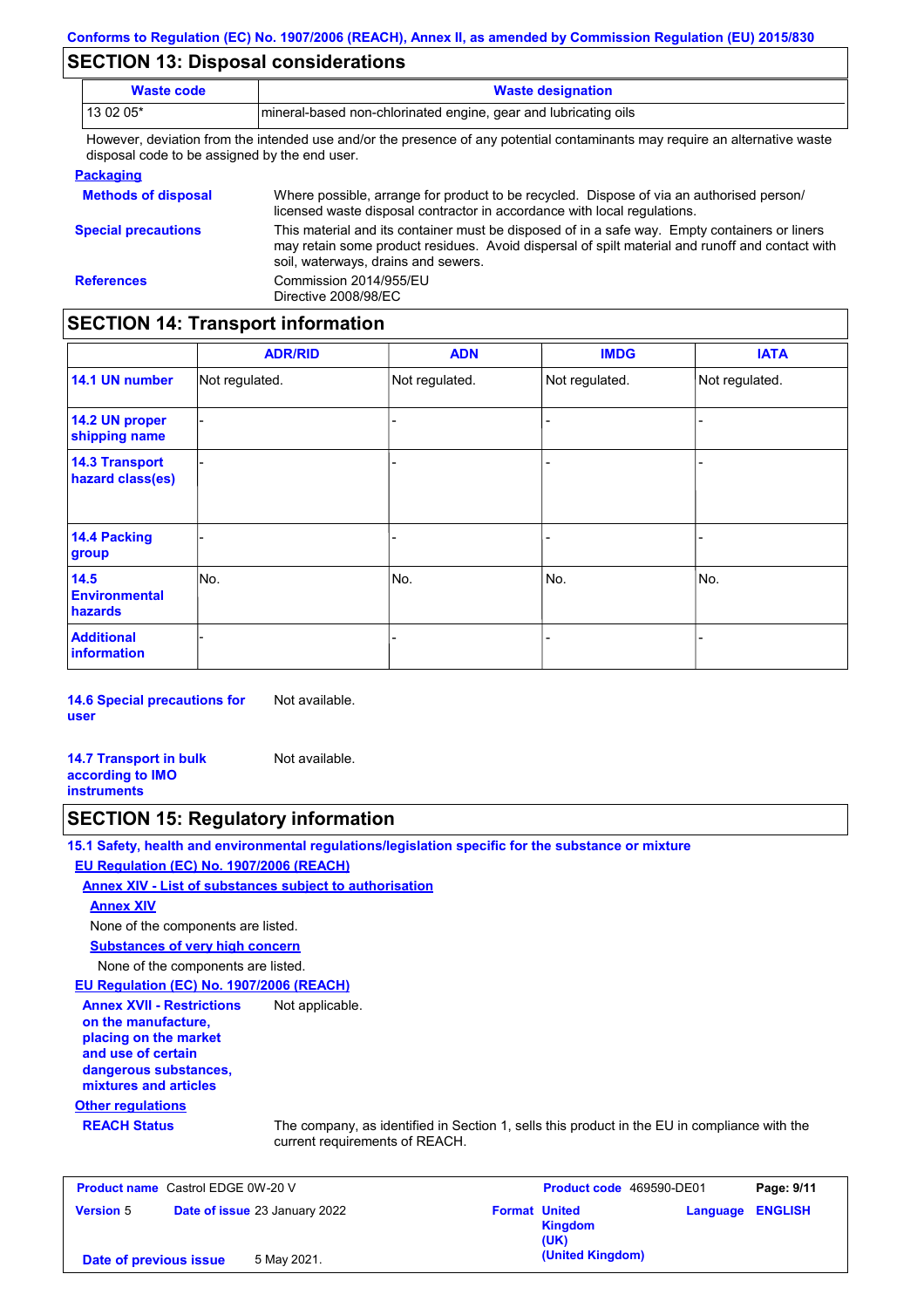## SECTION 13: Disposal considerations

| Waste code | Waste designation |
|---|---|
| 13 02 05* | mineral-based non-chlorinated engine, gear and lubricating oils |

However, deviation from the intended use and/or the presence of any potential contaminants may require an alternative waste disposal code to be assigned by the end user.

**Packaging**

**Methods of disposal**: Where possible, arrange for product to be recycled. Dispose of via an authorised person/ licensed waste disposal contractor in accordance with local regulations.

**Special precautions**: This material and its container must be disposed of in a safe way. Empty containers or liners may retain some product residues. Avoid dispersal of spilt material and runoff and contact with soil, waterways, drains and sewers.

**References**: Commission 2014/955/EU
Directive 2008/98/EC

## SECTION 14: Transport information

| | ADR/RID | ADN | IMDG | IATA |
|---|---|---|---|---|
| 14.1 UN number | Not regulated. | Not regulated. | Not regulated. | Not regulated. |
| 14.2 UN proper shipping name | - | - | - | - |
| 14.3 Transport hazard class(es) | - | - | - | - |
| 14.4 Packing group | - | - | - | - |
| 14.5 Environmental hazards | No. | No. | No. | No. |
| Additional information | - | - | - | - |

**14.6 Special precautions for user**: Not available.

**14.7 Transport in bulk according to IMO instruments**: Not available.

## SECTION 15: Regulatory information

**15.1 Safety, health and environmental regulations/legislation specific for the substance or mixture**

**EU Regulation (EC) No. 1907/2006 (REACH)**

**Annex XIV - List of substances subject to authorisation**

**Annex XIV**

None of the components are listed.

**Substances of very high concern**

None of the components are listed.

**EU Regulation (EC) No. 1907/2006 (REACH)**

**Annex XVII - Restrictions on the manufacture, placing on the market and use of certain dangerous substances, mixtures and articles**: Not applicable.

**Other regulations**

**REACH Status**: The company, as identified in Section 1, sells this product in the EU in compliance with the current requirements of REACH.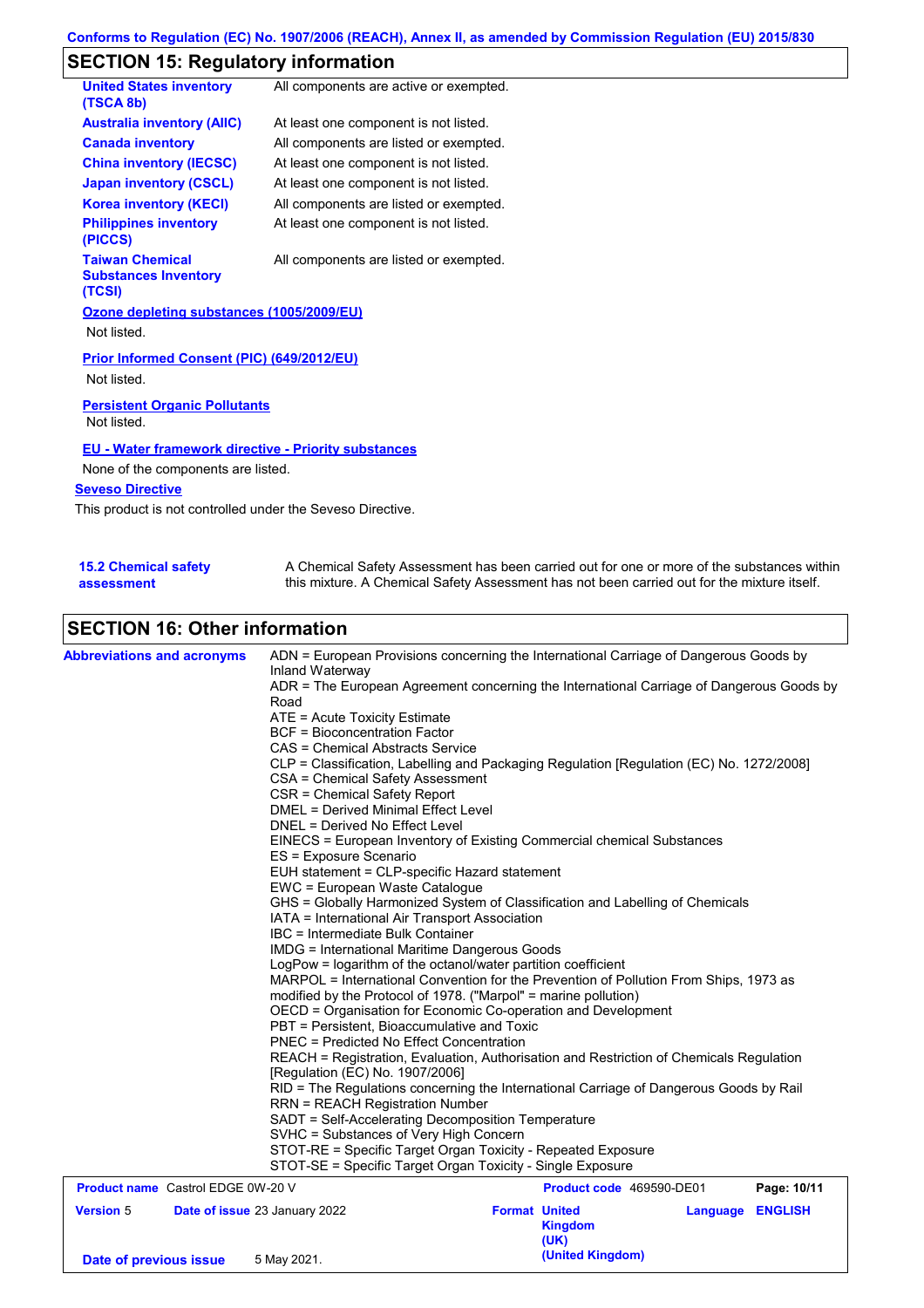## SECTION 15: Regulatory information

| | |
|---|---|
| **United States inventory (TSCA 8b)** | All components are active or exempted. |
| **Australia inventory (AIIC)** | At least one component is not listed. |
| **Canada inventory** | All components are listed or exempted. |
| **China inventory (IECSC)** | At least one component is not listed. |
| **Japan inventory (CSCL)** | At least one component is not listed. |
| **Korea inventory (KECI)** | All components are listed or exempted. |
| **Philippines inventory (PICCS)** | At least one component is not listed. |
| **Taiwan Chemical Substances Inventory (TCSI)** | All components are listed or exempted. |

**Ozone depleting substances (1005/2009/EU)**

Not listed.

**Prior Informed Consent (PIC) (649/2012/EU)**

Not listed.

**Persistent Organic Pollutants**

Not listed.

**EU - Water framework directive - Priority substances**

None of the components are listed.

**Seveso Directive**

This product is not controlled under the Seveso Directive.

**15.2 Chemical safety assessment**: A Chemical Safety Assessment has been carried out for one or more of the substances within this mixture. A Chemical Safety Assessment has not been carried out for the mixture itself.

## SECTION 16: Other information

**Abbreviations and acronyms**

ADN = European Provisions concerning the International Carriage of Dangerous Goods by Inland Waterway
ADR = The European Agreement concerning the International Carriage of Dangerous Goods by Road
ATE = Acute Toxicity Estimate
BCF = Bioconcentration Factor
CAS = Chemical Abstracts Service
CLP = Classification, Labelling and Packaging Regulation [Regulation (EC) No. 1272/2008]
CSA = Chemical Safety Assessment
CSR = Chemical Safety Report
DMEL = Derived Minimal Effect Level
DNEL = Derived No Effect Level
EINECS = European Inventory of Existing Commercial chemical Substances
ES = Exposure Scenario
EUH statement = CLP-specific Hazard statement
EWC = European Waste Catalogue
GHS = Globally Harmonized System of Classification and Labelling of Chemicals
IATA = International Air Transport Association
IBC = Intermediate Bulk Container
IMDG = International Maritime Dangerous Goods
LogPow = logarithm of the octanol/water partition coefficient
MARPOL = International Convention for the Prevention of Pollution From Ships, 1973 as modified by the Protocol of 1978. ("Marpol" = marine pollution)
OECD = Organisation for Economic Co-operation and Development
PBT = Persistent, Bioaccumulative and Toxic
PNEC = Predicted No Effect Concentration
REACH = Registration, Evaluation, Authorisation and Restriction of Chemicals Regulation [Regulation (EC) No. 1907/2006]
RID = The Regulations concerning the International Carriage of Dangerous Goods by Rail
RRN = REACH Registration Number
SADT = Self-Accelerating Decomposition Temperature
SVHC = Substances of Very High Concern
STOT-RE = Specific Target Organ Toxicity - Repeated Exposure
STOT-SE = Specific Target Organ Toxicity - Single Exposure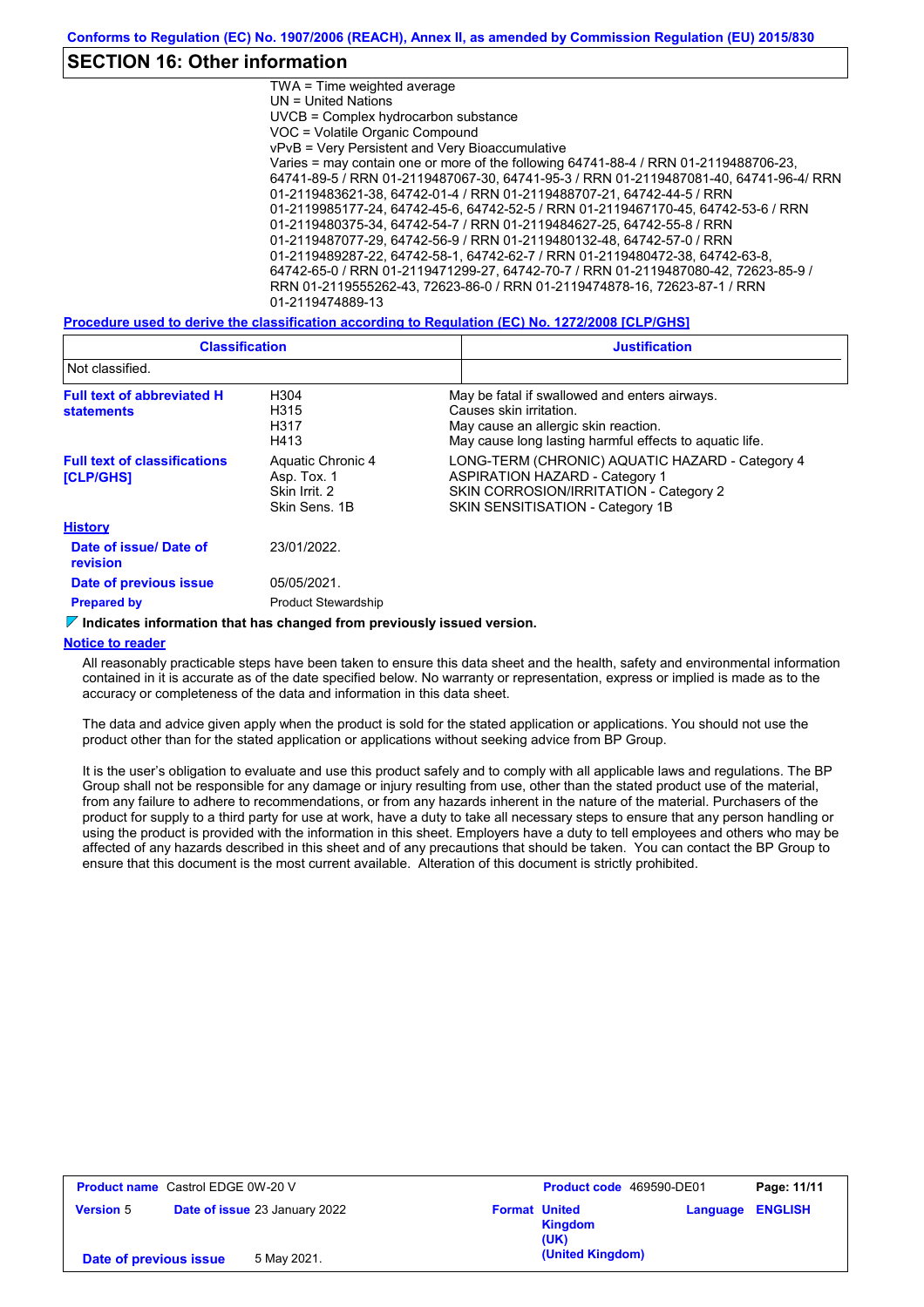## SECTION 16: Other information

TWA = Time weighted average
UN = United Nations
UVCB = Complex hydrocarbon substance
VOC = Volatile Organic Compound
vPvB = Very Persistent and Very Bioaccumulative
Varies = may contain one or more of the following 64741-88-4 / RRN 01-2119488706-23, 64741-89-5 / RRN 01-2119487067-30, 64741-95-3 / RRN 01-2119487081-40, 64741-96-4/ RRN 01-2119483621-38, 64742-01-4 / RRN 01-2119488707-21, 64742-44-5 / RRN 01-2119985177-24, 64742-45-6, 64742-52-5 / RRN 01-2119467170-45, 64742-53-6 / RRN 01-2119480375-34, 64742-54-7 / RRN 01-2119484627-25, 64742-55-8 / RRN 01-2119487077-29, 64742-56-9 / RRN 01-2119480132-48, 64742-57-0 / RRN 01-2119489287-22, 64742-58-1, 64742-62-7 / RRN 01-2119480472-38, 64742-63-8, 64742-65-0 / RRN 01-2119471299-27, 64742-70-7 / RRN 01-2119487080-42, 72623-85-9 / RRN 01-2119555262-43, 72623-86-0 / RRN 01-2119474878-16, 72623-87-1 / RRN 01-2119474889-13

**Procedure used to derive the classification according to Regulation (EC) No. 1272/2008 [CLP/GHS]**

| Classification | Justification |
|---|---|
| Not classified. | |

**Full text of abbreviated H statements**

| | | |
|---|---|---|
| | H304 | May be fatal if swallowed and enters airways. |
| | H315 | Causes skin irritation. |
| | H317 | May cause an allergic skin reaction. |
| | H413 | May cause long lasting harmful effects to aquatic life. |

**Full text of classifications [CLP/GHS]**

| | | |
|---|---|---|
| | Aquatic Chronic 4 | LONG-TERM (CHRONIC) AQUATIC HAZARD - Category 4 |
| | Asp. Tox. 1 | ASPIRATION HAZARD - Category 1 |
| | Skin Irrit. 2 | SKIN CORROSION/IRRITATION - Category 2 |
| | Skin Sens. 1B | SKIN SENSITISATION - Category 1B |

**History**

**Date of issue/ Date of revision** 23/01/2022.

**Date of previous issue** 05/05/2021.

**Prepared by** Product Stewardship

**Indicates information that has changed from previously issued version.**

**Notice to reader**

All reasonably practicable steps have been taken to ensure this data sheet and the health, safety and environmental information contained in it is accurate as of the date specified below. No warranty or representation, express or implied is made as to the accuracy or completeness of the data and information in this data sheet.

The data and advice given apply when the product is sold for the stated application or applications. You should not use the product other than for the stated application or applications without seeking advice from BP Group.

It is the user's obligation to evaluate and use this product safely and to comply with all applicable laws and regulations. The BP Group shall not be responsible for any damage or injury resulting from use, other than the stated product use of the material, from any failure to adhere to recommendations, or from any hazards inherent in the nature of the material. Purchasers of the product for supply to a third party for use at work, have a duty to take all necessary steps to ensure that any person handling or using the product is provided with the information in this sheet. Employers have a duty to tell employees and others who may be affected of any hazards described in this sheet and of any precautions that should be taken. You can contact the BP Group to ensure that this document is the most current available. Alteration of this document is strictly prohibited.